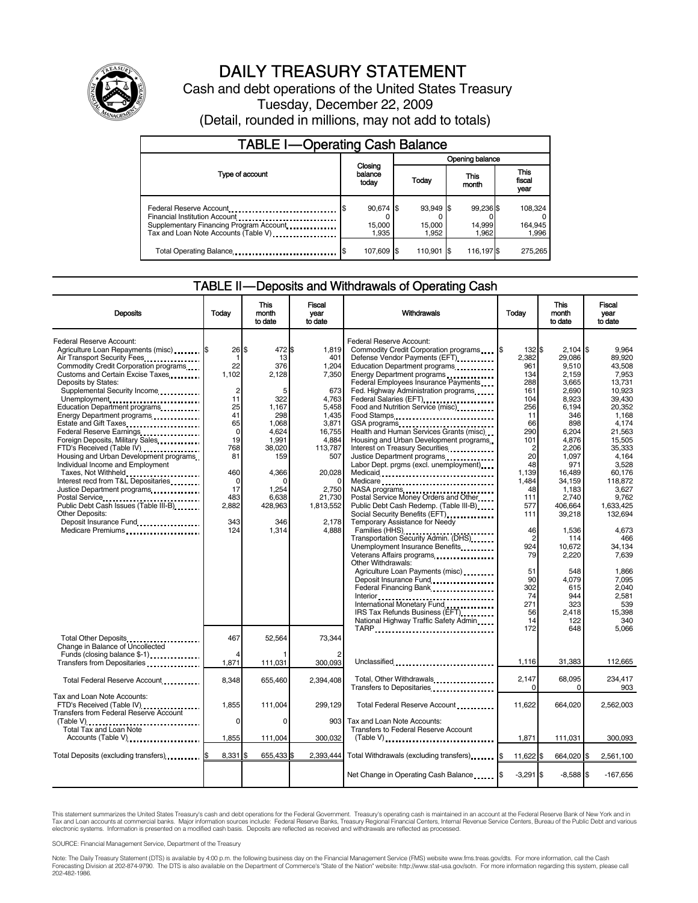# DAILY TREASURY STATEMENT

Cash and debt operations of the United States Treasury

Tuesday, December 22, 2009

(Detail, rounded in millions, may not add to totals)

## TABLE I—Operating Cash Balance

| Type of account | Closing balance today | Opening balance Today | This month | This fiscal year |
|---|---|---|---|---|
| Federal Reserve Account | $ 90,674 | $ 93,949 | $ 99,236 | $ 108,324 |
| Financial Institution Account | 0 | 0 | 0 | 0 |
| Supplementary Financing Program Account | 15,000 | 15,000 | 14,999 | 164,945 |
| Tax and Loan Note Accounts (Table V) | 1,935 | 1,952 | 1,962 | 1,996 |
| Total Operating Balance | $ 107,609 | $ 110,901 | $ 116,197 | $ 275,265 |

## TABLE II—Deposits and Withdrawals of Operating Cash

| Deposits | Today | This month to date | Fiscal year to date |
|---|---|---|---|
| Federal Reserve Account: | | | |
| Agriculture Loan Repayments (misc) | $ 26 | $ 472 | $ 1,819 |
| Air Transport Security Fees | 1 | 13 | 401 |
| Commodity Credit Corporation programs | 22 | 376 | 1,204 |
| Customs and Certain Excise Taxes | 1,102 | 2,128 | 7,350 |
| Deposits by States: | | | |
| Supplemental Security Income | 2 | 5 | 673 |
| Unemployment | 11 | 322 | 4,763 |
| Education Department programs | 25 | 1,167 | 5,458 |
| Energy Department programs | 41 | 298 | 1,435 |
| Estate and Gift Taxes | 65 | 1,068 | 3,871 |
| Federal Reserve Earnings | 0 | 4,624 | 16,755 |
| Foreign Deposits, Military Sales | 19 | 1,991 | 4,884 |
| FTD's Received (Table IV) | 768 | 38,020 | 113,787 |
| Housing and Urban Development programs | 81 | 159 | 507 |
| Individual Income and Employment Taxes, Not Withheld | 460 | 4,366 | 20,028 |
| Interest recd from T&L Depositaries | 0 | 0 | 0 |
| Justice Department programs | 17 | 1,254 | 2,750 |
| Postal Service | 483 | 6,638 | 21,730 |
| Public Debt Cash Issues (Table III-B) | 2,882 | 428,963 | 1,813,552 |
| Other Deposits: | | | |
| Deposit Insurance Fund | 343 | 346 | 2,178 |
| Medicare Premiums | 124 | 1,314 | 4,888 |
| Total Other Deposits | 467 | 52,564 | 73,344 |
| Change in Balance of Uncollected Funds (closing balance $-1) | 4 | 1 | 2 |
| Transfers from Depositaries | 1,871 | 111,031 | 300,093 |
| Total Federal Reserve Account | 8,348 | 655,460 | 2,394,408 |
| Tax and Loan Note Accounts: | | | |
| FTD's Received (Table IV) | 1,855 | 111,004 | 299,129 |
| Transfers from Federal Reserve Account (Table V) | 0 | 0 | 903 |
| Total Tax and Loan Note Accounts (Table V) | 1,855 | 111,004 | 300,032 |
| Total Deposits (excluding transfers) | $ 8,331 | $ 655,433 | $ 2,393,444 |

| Withdrawals | Today | This month to date | Fiscal year to date |
|---|---|---|---|
| Federal Reserve Account: | | | |
| Commodity Credit Corporation programs | $ 132 | $ 2,104 | $ 9,964 |
| Defense Vendor Payments (EFT) | 2,382 | 29,086 | 89,920 |
| Education Department programs | 961 | 9,510 | 43,508 |
| Energy Department programs | 134 | 2,159 | 7,953 |
| Federal Employees Insurance Payments | 288 | 3,665 | 13,731 |
| Fed. Highway Administration programs | 161 | 2,690 | 10,923 |
| Federal Salaries (EFT) | 104 | 8,923 | 39,430 |
| Food and Nutrition Service (misc) | 256 | 6,194 | 20,352 |
| Food Stamps | 11 | 346 | 1,168 |
| GSA programs | 66 | 898 | 4,174 |
| Health and Human Services Grants (misc) | 290 | 6,204 | 21,563 |
| Housing and Urban Development programs | 101 | 4,876 | 15,505 |
| Interest on Treasury Securities | 2 | 2,206 | 35,333 |
| Justice Department programs | 20 | 1,097 | 4,164 |
| Labor Dept. prgms (excl. unemployment) | 48 | 971 | 3,528 |
| Medicaid | 1,139 | 16,489 | 60,176 |
| Medicare | 1,484 | 34,159 | 118,872 |
| NASA programs | 48 | 1,183 | 3,627 |
| Postal Service Money Orders and Other | 111 | 2,740 | 9,762 |
| Public Debt Cash Redemp. (Table III-B) | 577 | 406,664 | 1,633,425 |
| Social Security Benefits (EFT) | 111 | 39,218 | 132,694 |
| Temporary Assistance for Needy Families (HHS) | 46 | 1,536 | 4,673 |
| Transportation Security Admin. (DHS) | 2 | 114 | 466 |
| Unemployment Insurance Benefits | 924 | 10,672 | 34,134 |
| Veterans Affairs programs | 79 | 2,220 | 7,639 |
| Other Withdrawals: | | | |
| Agriculture Loan Payments (misc) | 51 | 548 | 1,866 |
| Deposit Insurance Fund | 90 | 4,079 | 7,095 |
| Federal Financing Bank | 302 | 615 | 2,040 |
| Interior | 74 | 944 | 2,581 |
| International Monetary Fund | 271 | 323 | 539 |
| IRS Tax Refunds Business (EFT) | 56 | 2,418 | 15,398 |
| National Highway Traffic Safety Admin | 14 | 122 | 340 |
| TARP | 172 | 648 | 5,066 |
| Unclassified | 1,116 | 31,383 | 112,665 |
| Total, Other Withdrawals | 2,147 | 68,095 | 234,417 |
| Transfers to Depositaries | 0 | 0 | 903 |
| Total Federal Reserve Account | 11,622 | 664,020 | 2,562,003 |
| Tax and Loan Note Accounts: | | | |
| Transfers to Federal Reserve Account (Table V) | 1,871 | 111,031 | 300,093 |
| Total Withdrawals (excluding transfers) | $ 11,622 | $ 664,020 | $ 2,561,100 |
| Net Change in Operating Cash Balance | $ -3,291 | $ -8,588 | $ -167,656 |

This statement summarizes the United States Treasury's cash and debt operations for the Federal Government. Treasury's operating cash is maintained in an account at the Federal Reserve Bank of New York and in Tax and Loan accounts at commercial banks. Major information sources include: Federal Reserve Banks, Treasury Regional Financial Centers, Internal Revenue Service Centers, Bureau of the Public Debt and various electronic systems. Information is presented on a modified cash basis. Deposits are reflected as received and withdrawals are reflected as processed.

SOURCE: Financial Management Service, Department of the Treasury

Note: The Daily Treasury Statement (DTS) is available by 4:00 p.m. the following business day on the Financial Management Service (FMS) website www.fms.treas.gov/dts. For more information, call the Cash Forecasting Division at 202-874-9790. The DTS is also available on the Department of Commerce's "State of the Nation" website: http://www.stat-usa.gov/sotn. For more information regarding this system, please call 202-482-1986.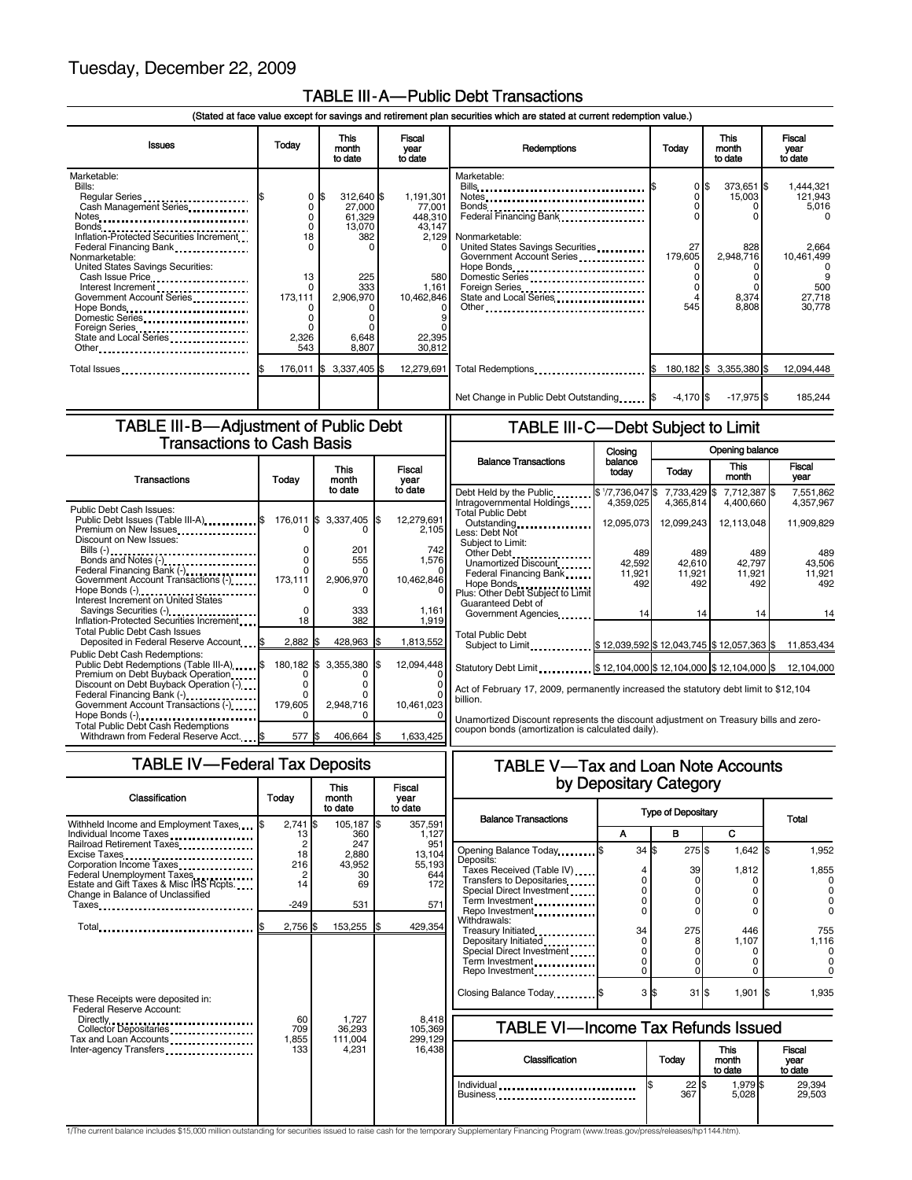Tuesday, December 22, 2009

## TABLE III-A—Public Debt Transactions

(Stated at face value except for savings and retirement plan securities which are stated at current redemption value.)

| Issues | Today | This month to date | Fiscal year to date |
|---|---|---|---|
| Marketable: | | | |
| Bills: | | | |
| Regular Series | $ 0 | $ 312,640 | $ 1,191,301 |
| Cash Management Series | 0 | 27,000 | 77,001 |
| Notes | 0 | 61,329 | 448,310 |
| Bonds | 0 | 13,070 | 43,147 |
| Inflation-Protected Securities Increment | 18 | 382 | 2,129 |
| Federal Financing Bank | 0 | 0 | 0 |
| Nonmarketable: | | | |
| United States Savings Securities: | | | |
| Cash Issue Price | 13 | 225 | 580 |
| Interest Increment | 0 | 333 | 1,161 |
| Government Account Series | 173,111 | 2,906,970 | 10,462,846 |
| Hope Bonds | 0 | 0 | 0 |
| Domestic Series | 0 | 0 | 9 |
| Foreign Series | 0 | 0 | 0 |
| State and Local Series | 2,326 | 6,648 | 22,395 |
| Other | 543 | 8,807 | 30,812 |
| Total Issues | $ 176,011 | $ 3,337,405 | $ 12,279,691 |

| Redemptions | Today | This month to date | Fiscal year to date |
|---|---|---|---|
| Marketable: | | | |
| Bills | $ 0 | $ 373,651 | $ 1,444,321 |
| Notes | 0 | 15,003 | 121,943 |
| Bonds | 0 | 0 | 5,016 |
| Federal Financing Bank | 0 | 0 | 0 |
| Nonmarketable: | | | |
| United States Savings Securities | 27 | 828 | 2,664 |
| Government Account Series | 179,605 | 2,948,716 | 10,461,499 |
| Hope Bonds | 0 | 0 | 0 |
| Domestic Series | 0 | 0 | 9 |
| Foreign Series | 0 | 0 | 500 |
| State and Local Series | 4 | 8,374 | 27,718 |
| Other | 545 | 8,808 | 30,778 |
| Total Redemptions | $ 180,182 | $ 3,355,380 | $ 12,094,448 |
| Net Change in Public Debt Outstanding | $ -4,170 | $ -17,975 | $ 185,244 |

## TABLE III-B—Adjustment of Public Debt Transactions to Cash Basis

| Transactions | Today | This month to date | Fiscal year to date |
|---|---|---|---|
| Public Debt Cash Issues: | | | |
| Public Debt Issues (Table III-A) | $ 176,011 | $ 3,337,405 | $ 12,279,691 |
| Premium on New Issues | 0 | 0 | 2,105 |
| Discount on New Issues: | | | |
| Bills (-) | 0 | 201 | 742 |
| Bonds and Notes (-) | 0 | 555 | 1,576 |
| Federal Financing Bank (-) | 0 | 0 | 0 |
| Government Account Transactions (-) | 173,111 | 2,906,970 | 10,462,846 |
| Hope Bonds (-) | 0 | 0 | 0 |
| Interest Increment on United States Savings Securities (-) | 0 | 333 | 1,161 |
| Inflation-Protected Securities Increment | 18 | 382 | 1,919 |
| Total Public Debt Cash Issues Deposited in Federal Reserve Account | $ 2,882 | $ 428,963 | $ 1,813,552 |
| Public Debt Cash Redemptions: | | | |
| Public Debt Redemptions (Table III-A) | $ 180,182 | $ 3,355,380 | $ 12,094,448 |
| Premium on Debt Buyback Operation | 0 | 0 | 0 |
| Discount on Debt Buyback Operation (-) | 0 | 0 | 0 |
| Federal Financing Bank (-) | 0 | 0 | 0 |
| Government Account Transactions (-) | 179,605 | 2,948,716 | 10,461,023 |
| Hope Bonds (-) | 0 | 0 | 0 |
| Total Public Debt Cash Redemptions Withdrawn from Federal Reserve Acct. | $ 577 | $ 406,664 | $ 1,633,425 |

## TABLE III-C—Debt Subject to Limit

| Balance Transactions | Closing balance today | Opening balance Today | Opening balance This month | Opening balance Fiscal year |
|---|---|---|---|---|
| Debt Held by the Public | $ [1]7,736,047 | $ 7,733,429 | $ 7,712,387 | $ 7,551,862 |
| Intragovernmental Holdings | 4,359,025 | 4,365,814 | 4,400,660 | 4,357,967 |
| Total Public Debt Outstanding | 12,095,073 | 12,099,243 | 12,113,048 | 11,909,829 |
| Less: Debt Not Subject to Limit: | | | | |
| Other Debt | 489 | 489 | 489 | 489 |
| Unamortized Discount | 42,592 | 42,610 | 42,797 | 43,506 |
| Federal Financing Bank | 11,921 | 11,921 | 11,921 | 11,921 |
| Hope Bonds | 492 | 492 | 492 | 492 |
| Plus: Other Debt Subject to Limit | | | | |
| Guaranteed Debt of Government Agencies | 14 | 14 | 14 | 14 |
| Total Public Debt Subject to Limit | $ 12,039,592 | $ 12,043,745 | $ 12,057,363 | $ 11,853,434 |
| Statutory Debt Limit | $ 12,104,000 | $ 12,104,000 | $ 12,104,000 | $ 12,104,000 |

Act of February 17, 2009, permanently increased the statutory debt limit to $12,104 billion.

Unamortized Discount represents the discount adjustment on Treasury bills and zero-coupon bonds (amortization is calculated daily).

## TABLE IV—Federal Tax Deposits

| Classification | Today | This month to date | Fiscal year to date |
|---|---|---|---|
| Withheld Income and Employment Taxes | $ 2,741 | $ 105,187 | $ 357,591 |
| Individual Income Taxes | 13 | 360 | 1,127 |
| Railroad Retirement Taxes | 2 | 247 | 951 |
| Excise Taxes | 18 | 2,880 | 13,104 |
| Corporation Income Taxes | 216 | 43,952 | 55,193 |
| Federal Unemployment Taxes | 2 | 30 | 644 |
| Estate and Gift Taxes & Misc IRS Rcpts. | 14 | 69 | 172 |
| Change in Balance of Unclassified Taxes | -249 | 531 | 571 |
| Total | $ 2,756 | $ 153,255 | $ 429,354 |
| These Receipts were deposited in: | | | |
| Federal Reserve Account: | | | |
| Directly | 60 | 1,727 | 8,418 |
| Collector Depositaries | 709 | 36,293 | 105,369 |
| Tax and Loan Accounts | 1,855 | 111,004 | 299,129 |
| Inter-agency Transfers | 133 | 4,231 | 16,438 |

## TABLE V—Tax and Loan Note Accounts by Depositary Category

| Balance Transactions | Type of Depositary A | Type of Depositary B | Type of Depositary C | Total |
|---|---|---|---|---|
| Opening Balance Today | $ 34 | $ 275 | $ 1,642 | $ 1,952 |
| Deposits: | | | | |
| Taxes Received (Table IV) | 4 | 39 | 1,812 | 1,855 |
| Transfers to Depositaries | 0 | 0 | 0 | 0 |
| Special Direct Investment | 0 | 0 | 0 | 0 |
| Term Investment | 0 | 0 | 0 | 0 |
| Repo Investment | 0 | 0 | 0 | 0 |
| Withdrawals: | | | | |
| Treasury Initiated | 34 | 275 | 446 | 755 |
| Depositary Initiated | 0 | 8 | 1,107 | 1,116 |
| Special Direct Investment | 0 | 0 | 0 | 0 |
| Term Investment | 0 | 0 | 0 | 0 |
| Repo Investment | 0 | 0 | 0 | 0 |
| Closing Balance Today | $ 3 | $ 31 | $ 1,901 | $ 1,935 |

## TABLE VI—Income Tax Refunds Issued

| Classification | Today | This month to date | Fiscal year to date |
|---|---|---|---|
| Individual | $ 22 | $ 1,979 | $ 29,394 |
| Business | 367 | 5,028 | 29,503 |

1/The current balance includes $15,000 million outstanding for securities issued to raise cash for the temporary Supplementary Financing Program (www.treas.gov/press/releases/hp1144.htm).